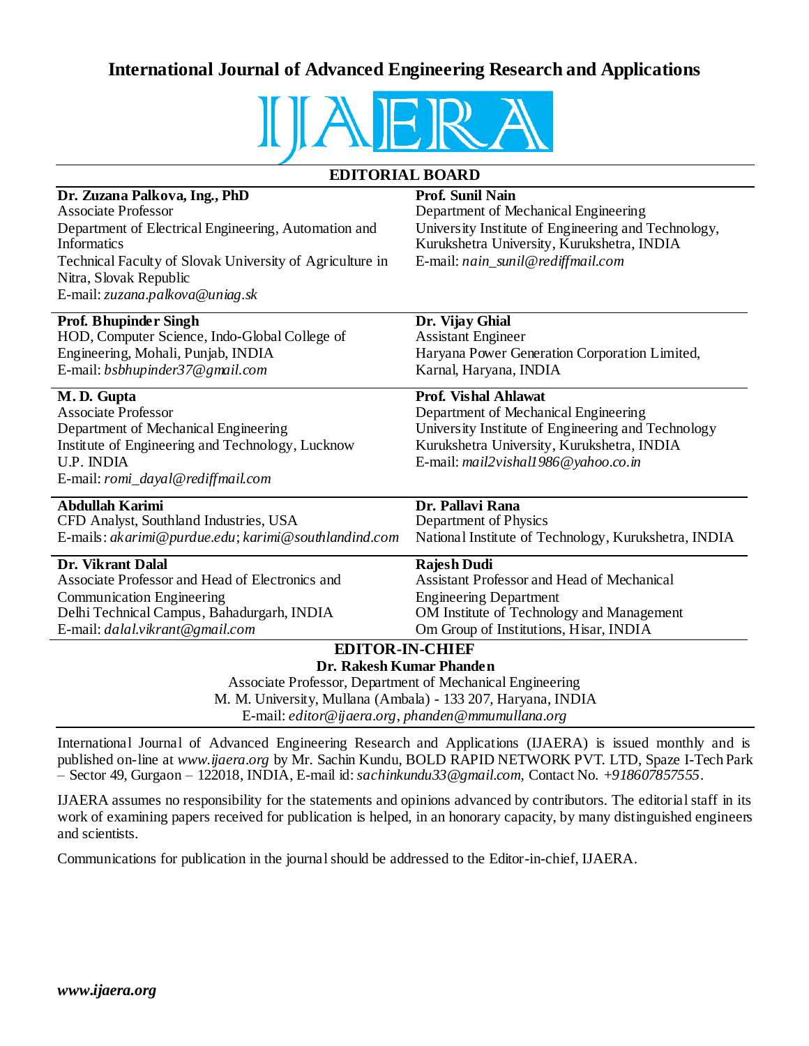# International Journal of Advanced Engineering Research and Applications

IJAERA

## EDITORIAL BOARD

**Dr. Zuzana Palkova, Ing., PhD**
Associate Professor
Department of Electrical Engineering, Automation and Informatics
Technical Faculty of Slovak University of Agriculture in Nitra, Slovak Republic
E-mail: *zuzana.palkova@uniag.sk*

**Prof. Sunil Nain**
Department of Mechanical Engineering
University Institute of Engineering and Technology, Kurukshetra University, Kurukshetra, INDIA
E-mail: *nain_sunil@rediffmail.com*

**Prof. Bhupinder Singh**
HOD, Computer Science, Indo-Global College of Engineering, Mohali, Punjab, INDIA
E-mail: *bsbhupinder37@gmail.com*

**Dr. Vijay Ghial**
Assistant Engineer
Haryana Power Generation Corporation Limited, Karnal, Haryana, INDIA

**M. D. Gupta**
Associate Professor
Department of Mechanical Engineering
Institute of Engineering and Technology, Lucknow U.P. INDIA
E-mail: *romi_dayal@rediffmail.com*

**Prof. Vishal Ahlawat**
Department of Mechanical Engineering
University Institute of Engineering and Technology
Kurukshetra University, Kurukshetra, INDIA
E-mail: *mail2vishal1986@yahoo.co.in*

**Abdullah Karimi**
CFD Analyst, Southland Industries, USA
E-mails: *akarimi@purdue.edu*; *karimi@southlandind.com*

**Dr. Pallavi Rana**
Department of Physics
National Institute of Technology, Kurukshetra, INDIA

**Dr. Vikrant Dalal**
Associate Professor and Head of Electronics and Communication Engineering
Delhi Technical Campus, Bahadurgarh, INDIA
E-mail: *dalal.vikrant@gmail.com*

**Rajesh Dudi**
Assistant Professor and Head of Mechanical Engineering Department
OM Institute of Technology and Management
Om Group of Institutions, Hisar, INDIA

## EDITOR-IN-CHIEF

**Dr. Rakesh Kumar Phanden**
Associate Professor, Department of Mechanical Engineering
M. M. University, Mullana (Ambala) - 133 207, Haryana, INDIA
E-mail: *editor@ijaera.org*, *phanden@mmumullana.org*

---

International Journal of Advanced Engineering Research and Applications (IJAERA) is issued monthly and is published on-line at *www.ijaera.org* by Mr. Sachin Kundu, BOLD RAPID NETWORK PVT. LTD, Spaze I-Tech Park – Sector 49, Gurgaon – 122018, INDIA, E-mail id: *sachinkundu33@gmail.com*, Contact No. *+918607857555*.

IJAERA assumes no responsibility for the statements and opinions advanced by contributors. The editorial staff in its work of examining papers received for publication is helped, in an honorary capacity, by many distinguished engineers and scientists.

Communications for publication in the journal should be addressed to the Editor-in-chief, IJAERA.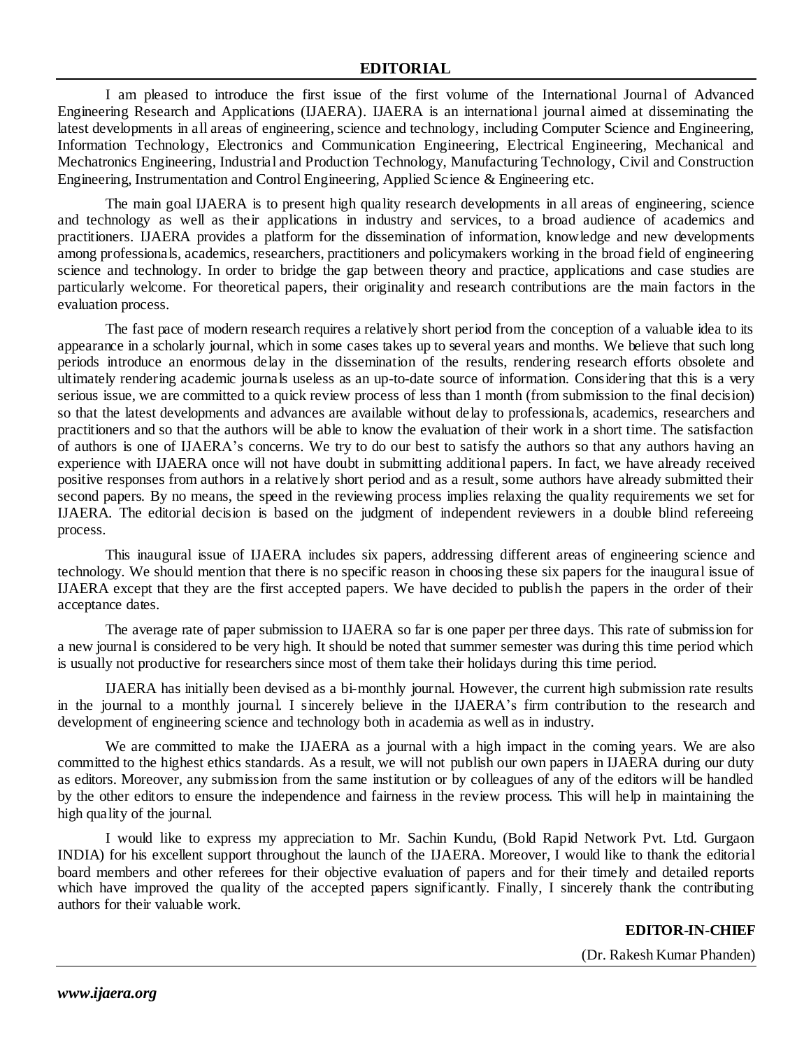# EDITORIAL

I am pleased to introduce the first issue of the first volume of the International Journal of Advanced Engineering Research and Applications (IJAERA). IJAERA is an international journal aimed at disseminating the latest developments in all areas of engineering, science and technology, including Computer Science and Engineering, Information Technology, Electronics and Communication Engineering, Electrical Engineering, Mechanical and Mechatronics Engineering, Industrial and Production Technology, Manufacturing Technology, Civil and Construction Engineering, Instrumentation and Control Engineering, Applied Science & Engineering etc.

The main goal IJAERA is to present high quality research developments in all areas of engineering, science and technology as well as their applications in industry and services, to a broad audience of academics and practitioners. IJAERA provides a platform for the dissemination of information, knowledge and new developments among professionals, academics, researchers, practitioners and policymakers working in the broad field of engineering science and technology. In order to bridge the gap between theory and practice, applications and case studies are particularly welcome. For theoretical papers, their originality and research contributions are the main factors in the evaluation process.

The fast pace of modern research requires a relatively short period from the conception of a valuable idea to its appearance in a scholarly journal, which in some cases takes up to several years and months. We believe that such long periods introduce an enormous delay in the dissemination of the results, rendering research efforts obsolete and ultimately rendering academic journals useless as an up-to-date source of information. Considering that this is a very serious issue, we are committed to a quick review process of less than 1 month (from submission to the final decision) so that the latest developments and advances are available without delay to professionals, academics, researchers and practitioners and so that the authors will be able to know the evaluation of their work in a short time. The satisfaction of authors is one of IJAERA's concerns. We try to do our best to satisfy the authors so that any authors having an experience with IJAERA once will not have doubt in submitting additional papers. In fact, we have already received positive responses from authors in a relatively short period and as a result, some authors have already submitted their second papers. By no means, the speed in the reviewing process implies relaxing the quality requirements we set for IJAERA. The editorial decision is based on the judgment of independent reviewers in a double blind refereeing process.

This inaugural issue of IJAERA includes six papers, addressing different areas of engineering science and technology. We should mention that there is no specific reason in choosing these six papers for the inaugural issue of IJAERA except that they are the first accepted papers. We have decided to publish the papers in the order of their acceptance dates.

The average rate of paper submission to IJAERA so far is one paper per three days. This rate of submission for a new journal is considered to be very high. It should be noted that summer semester was during this time period which is usually not productive for researchers since most of them take their holidays during this time period.

IJAERA has initially been devised as a bi-monthly journal. However, the current high submission rate results in the journal to a monthly journal. I sincerely believe in the IJAERA's firm contribution to the research and development of engineering science and technology both in academia as well as in industry.

We are committed to make the IJAERA as a journal with a high impact in the coming years. We are also committed to the highest ethics standards. As a result, we will not publish our own papers in IJAERA during our duty as editors. Moreover, any submission from the same institution or by colleagues of any of the editors will be handled by the other editors to ensure the independence and fairness in the review process. This will help in maintaining the high quality of the journal.

I would like to express my appreciation to Mr. Sachin Kundu, (Bold Rapid Network Pvt. Ltd. Gurgaon INDIA) for his excellent support throughout the launch of the IJAERA. Moreover, I would like to thank the editorial board members and other referees for their objective evaluation of papers and for their timely and detailed reports which have improved the quality of the accepted papers significantly. Finally, I sincerely thank the contributing authors for their valuable work.

**EDITOR-IN-CHIEF**

(Dr. Rakesh Kumar Phanden)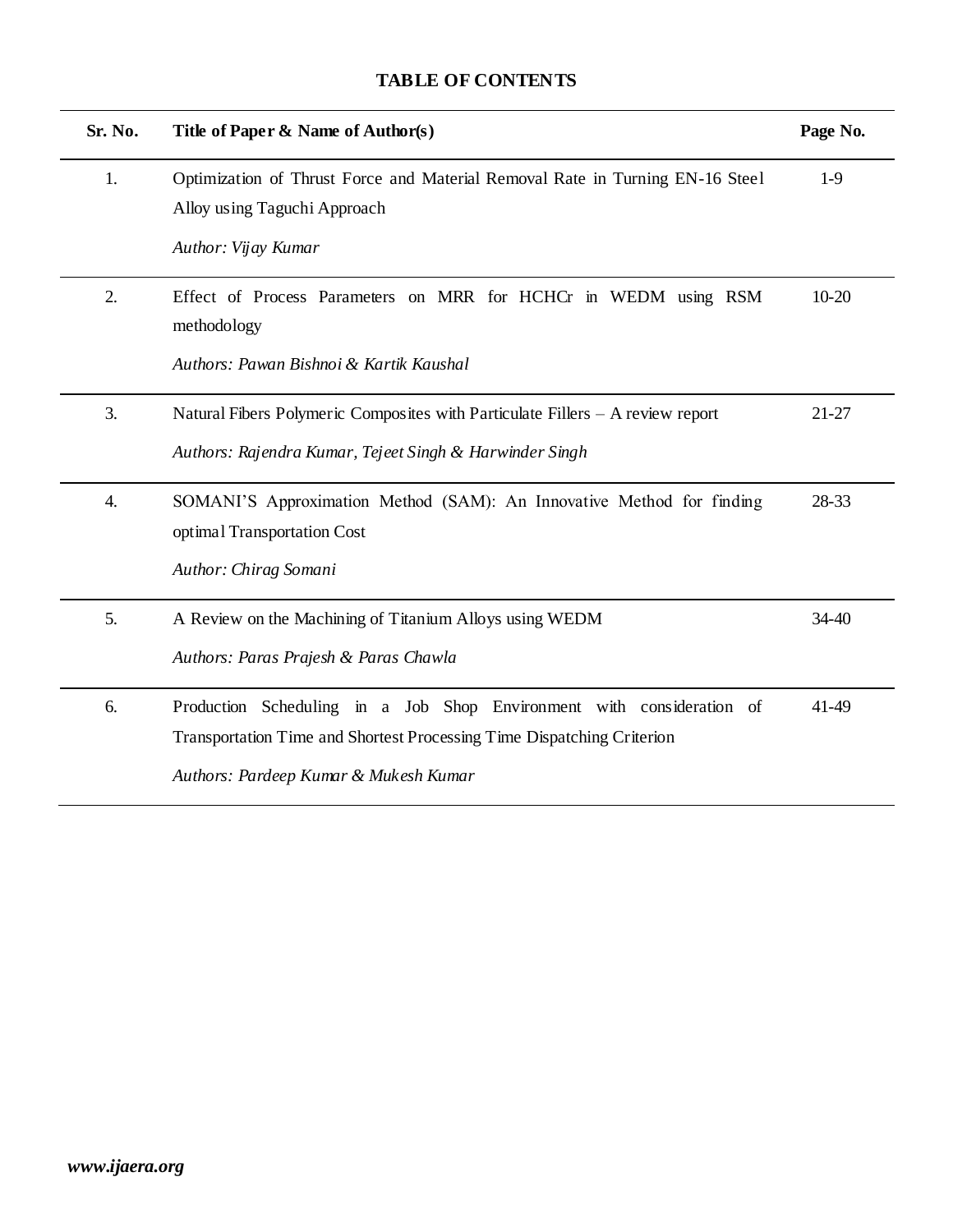## TABLE OF CONTENTS

| Sr. No. | Title of Paper & Name of Author(s) | Page No. |
|---|---|---|
| 1. | Optimization of Thrust Force and Material Removal Rate in Turning EN-16 Steel Alloy using Taguchi Approach<br>*Author: Vijay Kumar* | 1-9 |
| 2. | Effect of Process Parameters on MRR for HCHCr in WEDM using RSM methodology<br>*Authors: Pawan Bishnoi & Kartik Kaushal* | 10-20 |
| 3. | Natural Fibers Polymeric Composites with Particulate Fillers – A review report<br>*Authors: Rajendra Kumar, Tejeet Singh & Harwinder Singh* | 21-27 |
| 4. | SOMANI'S Approximation Method (SAM): An Innovative Method for finding optimal Transportation Cost<br>*Author: Chirag Somani* | 28-33 |
| 5. | A Review on the Machining of Titanium Alloys using WEDM<br>*Authors: Paras Prajesh & Paras Chawla* | 34-40 |
| 6. | Production Scheduling in a Job Shop Environment with consideration of Transportation Time and Shortest Processing Time Dispatching Criterion<br>*Authors: Pardeep Kumar & Mukesh Kumar* | 41-49 |